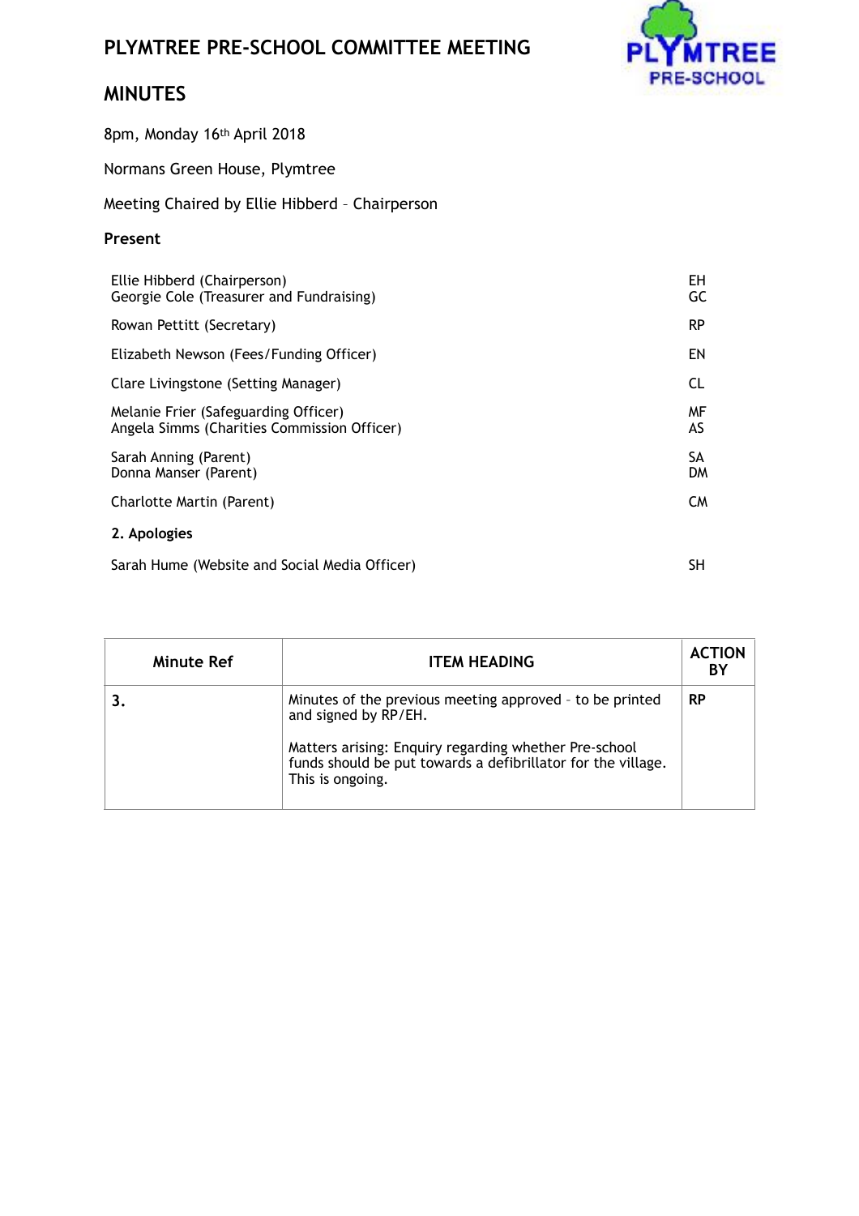# PLYMTREE PRE-SCHOOL COMMITTEE MEETING

## MINUTES

8pm, Monday 16th April 2018

Normans Green House, Plymtree

Meeting Chaired by Ellie Hibberd – Chairperson

### Present

| | |
|---|---|
| Ellie Hibberd (Chairperson) | EH |
| Georgie Cole (Treasurer and Fundraising) | GC |
| Rowan Pettitt (Secretary) | RP |
| Elizabeth Newson (Fees/Funding Officer) | EN |
| Clare Livingstone (Setting Manager) | CL |
| Melanie Frier (Safeguarding Officer) | MF |
| Angela Simms (Charities Commission Officer) | AS |
| Sarah Anning (Parent) | SA |
| Donna Manser (Parent) | DM |
| Charlotte Martin (Parent) | CM |

### 2. Apologies

| | |
|---|---|
| Sarah Hume (Website and Social Media Officer) | SH |

| Minute Ref | ITEM HEADING | ACTION BY |
|---|---|---|
| **3.** | Minutes of the previous meeting approved – to be printed and signed by RP/EH.<br><br>Matters arising: Enquiry regarding whether Pre-school funds should be put towards a defibrillator for the village. This is ongoing. | **RP** |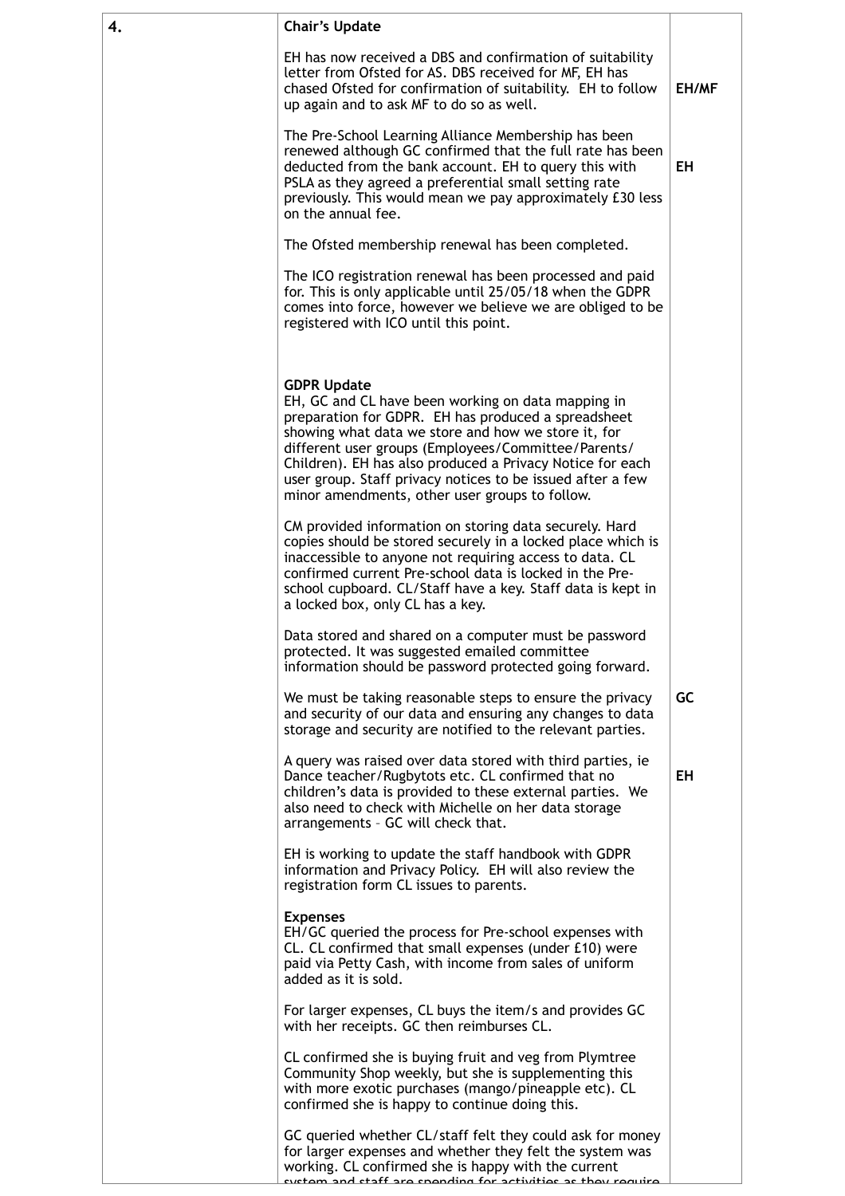| | | |
|---|---|---|
| **4.** | **Chair's Update**<br><br>EH has now received a DBS and confirmation of suitability letter from Ofsted for AS. DBS received for MF, EH has chased Ofsted for confirmation of suitability. EH to follow up again and to ask MF to do so as well.<br><br>The Pre-School Learning Alliance Membership has been renewed although GC confirmed that the full rate has been deducted from the bank account. EH to query this with PSLA as they agreed a preferential small setting rate previously. This would mean we pay approximately £30 less on the annual fee.<br><br>The Ofsted membership renewal has been completed.<br><br>The ICO registration renewal has been processed and paid for. This is only applicable until 25/05/18 when the GDPR comes into force, however we believe we are obliged to be registered with ICO until this point.<br><br>**GDPR Update**<br>EH, GC and CL have been working on data mapping in preparation for GDPR. EH has produced a spreadsheet showing what data we store and how we store it, for different user groups (Employees/Committee/Parents/Children). EH has also produced a Privacy Notice for each user group. Staff privacy notices to be issued after a few minor amendments, other user groups to follow.<br><br>CM provided information on storing data securely. Hard copies should be stored securely in a locked place which is inaccessible to anyone not requiring access to data. CL confirmed current Pre-school data is locked in the Pre-school cupboard. CL/Staff have a key. Staff data is kept in a locked box, only CL has a key.<br><br>Data stored and shared on a computer must be password protected. It was suggested emailed committee information should be password protected going forward.<br><br>We must be taking reasonable steps to ensure the privacy and security of our data and ensuring any changes to data storage and security are notified to the relevant parties.<br><br>A query was raised over data stored with third parties, ie Dance teacher/Rugbytots etc. CL confirmed that no children's data is provided to these external parties. We also need to check with Michelle on her data storage arrangements – GC will check that.<br><br>EH is working to update the staff handbook with GDPR information and Privacy Policy. EH will also review the registration form CL issues to parents.<br><br>**Expenses**<br>EH/GC queried the process for Pre-school expenses with CL. CL confirmed that small expenses (under £10) were paid via Petty Cash, with income from sales of uniform added as it is sold.<br><br>For larger expenses, CL buys the item/s and provides GC with her receipts. GC then reimburses CL.<br><br>CL confirmed she is buying fruit and veg from Plymtree Community Shop weekly, but she is supplementing this with more exotic purchases (mango/pineapple etc). CL confirmed she is happy to continue doing this.<br><br>GC queried whether CL/staff felt they could ask for money for larger expenses and whether they felt the system was working. CL confirmed she is happy with the current system and staff are spending for activities as they require | **EH/MF**<br><br>**EH**<br><br>**GC**<br><br>**EH** |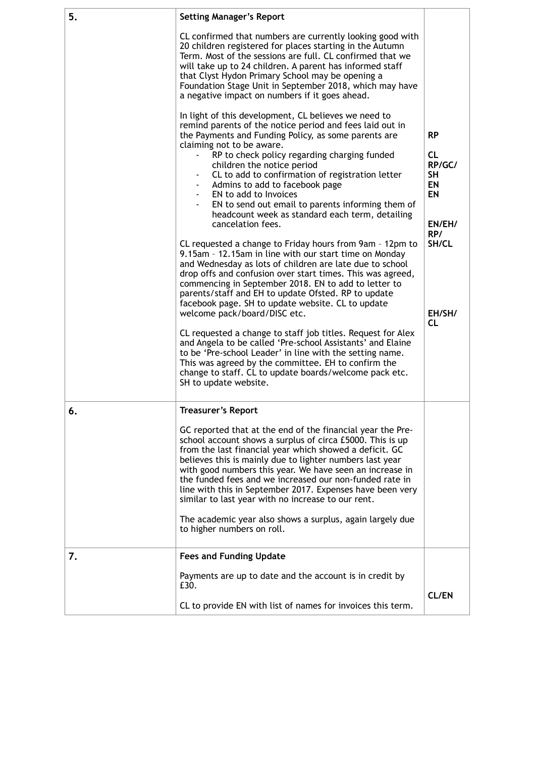| | | |
|---|---|---|
| **5.** | **Setting Manager's Report**<br><br>CL confirmed that numbers are currently looking good with 20 children registered for places starting in the Autumn Term. Most of the sessions are full. CL confirmed that we will take up to 24 children. A parent has informed staff that Clyst Hydon Primary School may be opening a Foundation Stage Unit in September 2018, which may have a negative impact on numbers if it goes ahead.<br><br>In light of this development, CL believes we need to remind parents of the notice period and fees laid out in the Payments and Funding Policy, as some parents are claiming not to be aware.<br>- RP to check policy regarding charging funded children the notice period<br>- CL to add to confirmation of registration letter<br>- Admins to add to facebook page<br>- EN to add to Invoices<br>- EN to send out email to parents informing them of headcount week as standard each term, detailing cancelation fees.<br><br>CL requested a change to Friday hours from 9am – 12pm to 9.15am – 12.15am in line with our start time on Monday and Wednesday as lots of children are late due to school drop offs and confusion over start times. This was agreed, commencing in September 2018. EN to add to letter to parents/staff and EH to update Ofsted. RP to update facebook page. SH to update website. CL to update welcome pack/board/DISC etc.<br><br>CL requested a change to staff job titles. Request for Alex and Angela to be called 'Pre-school Assistants' and Elaine to be 'Pre-school Leader' in line with the setting name. This was agreed by the committee. EH to confirm the change to staff. CL to update boards/welcome pack etc. SH to update website. | **RP**<br><br>**CL**<br>**RP/GC/ SH**<br>**EN**<br>**EN**<br><br>**EN/EH/ RP/ SH/CL**<br><br>**EH/SH/ CL** |
| **6.** | **Treasurer's Report**<br><br>GC reported that at the end of the financial year the Pre-school account shows a surplus of circa £5000. This is up from the last financial year which showed a deficit. GC believes this is mainly due to lighter numbers last year with good numbers this year. We have seen an increase in the funded fees and we increased our non-funded rate in line with this in September 2017. Expenses have been very similar to last year with no increase to our rent.<br><br>The academic year also shows a surplus, again largely due to higher numbers on roll. | |
| **7.** | **Fees and Funding Update**<br><br>Payments are up to date and the account is in credit by £30.<br><br>CL to provide EN with list of names for invoices this term. | **CL/EN** |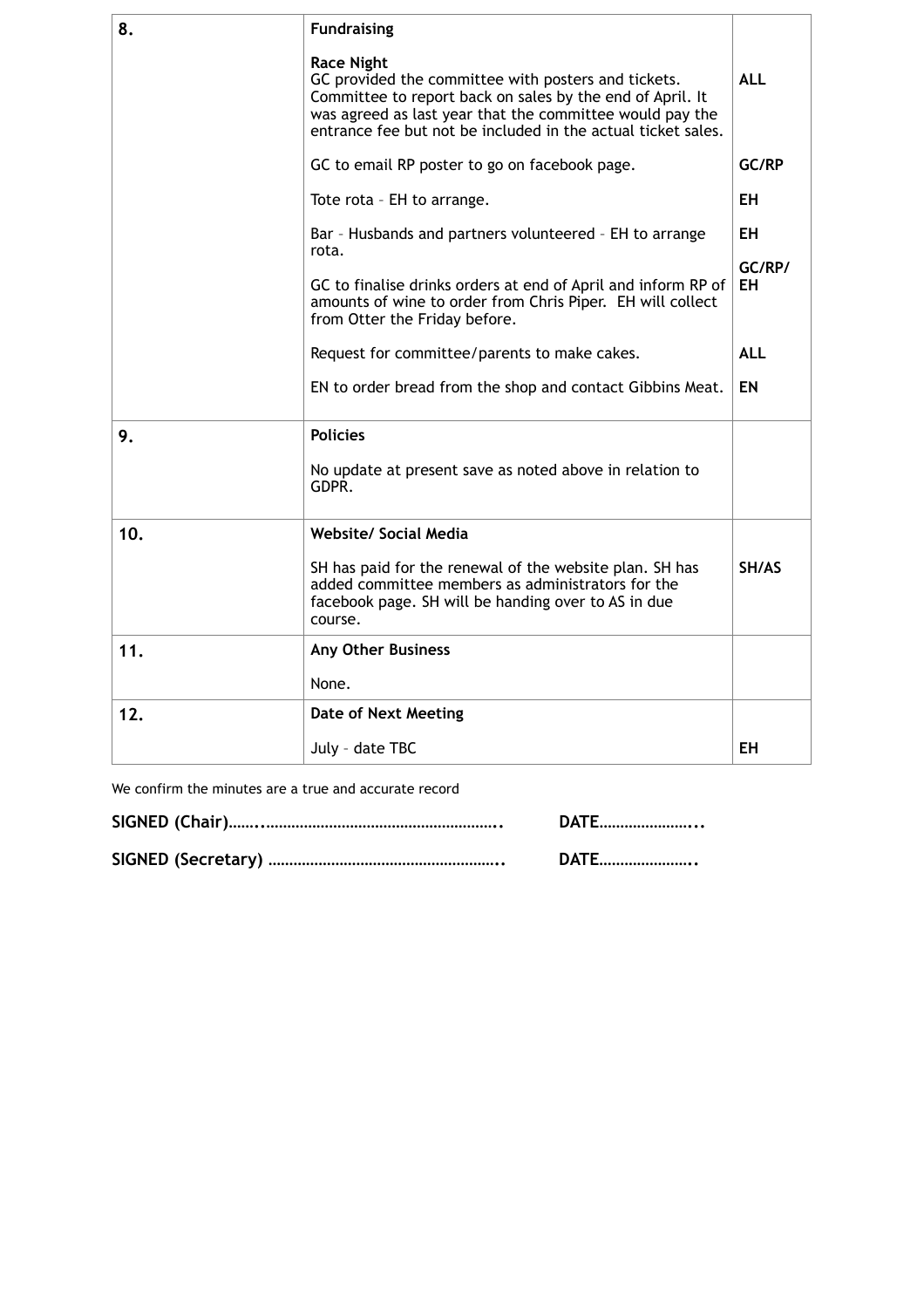| | | |
|---|---|---|
| **8.** | **Fundraising**<br><br>**Race Night**<br>GC provided the committee with posters and tickets. Committee to report back on sales by the end of April. It was agreed as last year that the committee would pay the entrance fee but not be included in the actual ticket sales.<br><br>GC to email RP poster to go on facebook page.<br><br>Tote rota – EH to arrange.<br><br>Bar – Husbands and partners volunteered – EH to arrange rota.<br><br>GC to finalise drinks orders at end of April and inform RP of amounts of wine to order from Chris Piper. EH will collect from Otter the Friday before.<br><br>Request for committee/parents to make cakes.<br><br>EN to order bread from the shop and contact Gibbins Meat. | **ALL**<br><br>**GC/RP**<br><br>**EH**<br><br>**EH**<br><br>**GC/RP/ EH**<br><br>**ALL**<br><br>**EN** |
| **9.** | **Policies**<br><br>No update at present save as noted above in relation to GDPR. | |
| **10.** | **Website/ Social Media**<br><br>SH has paid for the renewal of the website plan. SH has added committee members as administrators for the facebook page. SH will be handing over to AS in due course. | **SH/AS** |
| **11.** | **Any Other Business**<br><br>None. | |
| **12.** | **Date of Next Meeting**<br><br>July – date TBC | **EH** |

We confirm the minutes are a true and accurate record

**SIGNED (Chair)……..………………………………………………..** **DATE…………………...**

**SIGNED (Secretary) ………………………………………………..** **DATE…………………..**